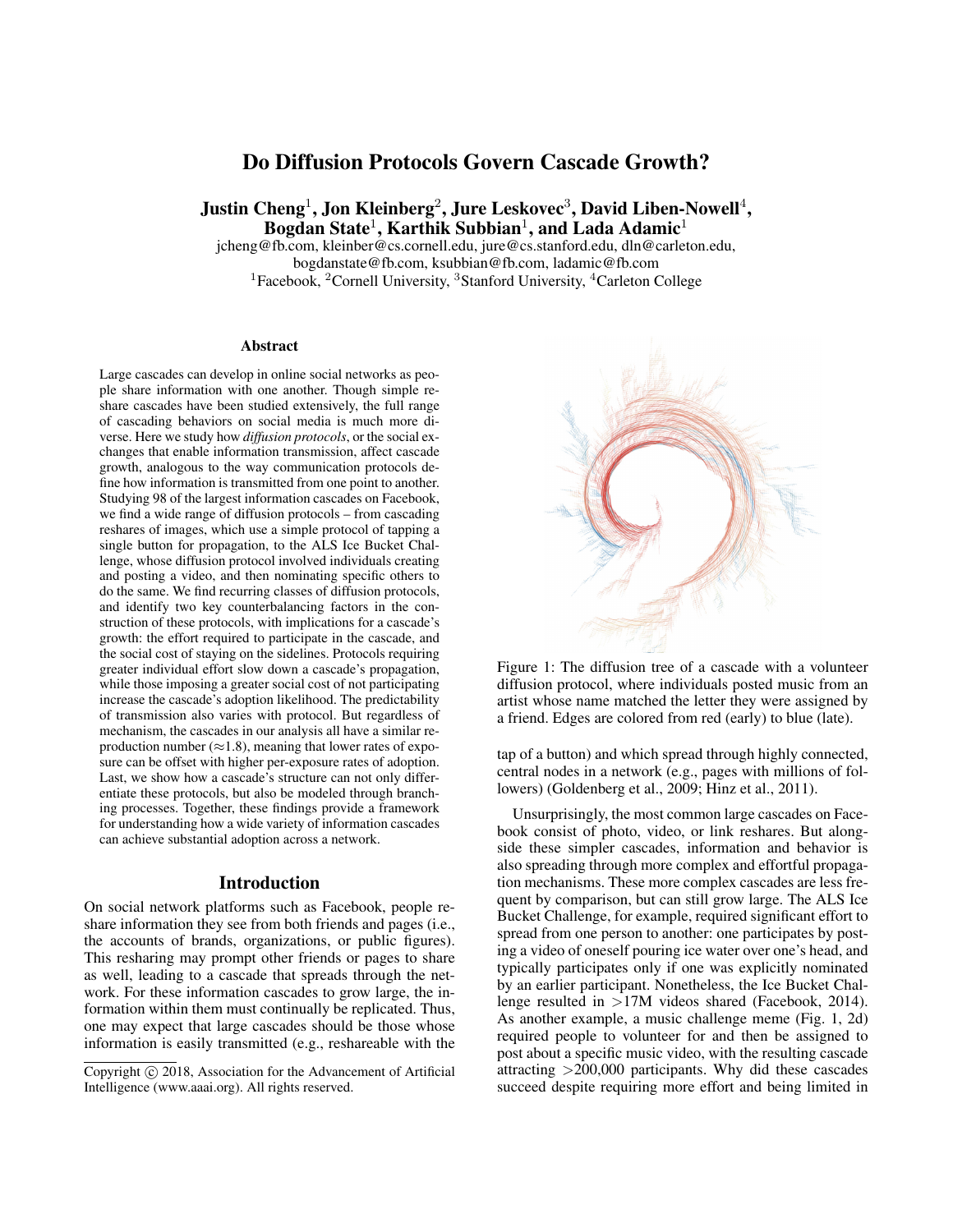# Do Diffusion Protocols Govern Cascade Growth?

**Justin Cheng[1], Jon Kleinberg[2], Jure Leskovec[3], David Liben-Nowell[4], Bogdan State[1], Karthik Subbian[1], and Lada Adamic[1]**

jcheng@fb.com, kleinber@cs.cornell.edu, jure@cs.stanford.edu, dln@carleton.edu, bogdanstate@fb.com, ksubbian@fb.com, ladamic@fb.com

[1]Facebook, [2]Cornell University, [3]Stanford University, [4]Carleton College

## Abstract

Large cascades can develop in online social networks as people share information with one another. Though simple reshare cascades have been studied extensively, the full range of cascading behaviors on social media is much more diverse. Here we study how *diffusion protocols*, or the social exchanges that enable information transmission, affect cascade growth, analogous to the way communication protocols define how information is transmitted from one point to another. Studying 98 of the largest information cascades on Facebook, we find a wide range of diffusion protocols – from cascading reshares of images, which use a simple protocol of tapping a single button for propagation, to the ALS Ice Bucket Challenge, whose diffusion protocol involved individuals creating and posting a video, and then nominating specific others to do the same. We find recurring classes of diffusion protocols, and identify two key counterbalancing factors in the construction of these protocols, with implications for a cascade's growth: the effort required to participate in the cascade, and the social cost of staying on the sidelines. Protocols requiring greater individual effort slow down a cascade's propagation, while those imposing a greater social cost of not participating increase the cascade's adoption likelihood. The predictability of transmission also varies with protocol. But regardless of mechanism, the cascades in our analysis all have a similar reproduction number (≈1.8), meaning that lower rates of exposure can be offset with higher per-exposure rates of adoption. Last, we show how a cascade's structure can not only differentiate these protocols, but also be modeled through branching processes. Together, these findings provide a framework for understanding how a wide variety of information cascades can achieve substantial adoption across a network.

## Introduction

On social network platforms such as Facebook, people reshare information they see from both friends and pages (i.e., the accounts of brands, organizations, or public figures). This resharing may prompt other friends or pages to share as well, leading to a cascade that spreads through the network. For these information cascades to grow large, the information within them must continually be replicated. Thus, one may expect that large cascades should be those whose information is easily transmitted (e.g., reshareable with the tap of a button) and which spread through highly connected, central nodes in a network (e.g., pages with millions of followers) (Goldenberg et al., 2009; Hinz et al., 2011).

Figure 1: The diffusion tree of a cascade with a volunteer diffusion protocol, where individuals posted music from an artist whose name matched the letter they were assigned by a friend. Edges are colored from red (early) to blue (late).

Unsurprisingly, the most common large cascades on Facebook consist of photo, video, or link reshares. But alongside these simpler cascades, information and behavior is also spreading through more complex and effortful propagation mechanisms. These more complex cascades are less frequent by comparison, but can still grow large. The ALS Ice Bucket Challenge, for example, required significant effort to spread from one person to another: one participates by posting a video of oneself pouring ice water over one's head, and typically participates only if one was explicitly nominated by an earlier participant. Nonetheless, the Ice Bucket Challenge resulted in >17M videos shared (Facebook, 2014). As another example, a music challenge meme (Fig. 1, 2d) required people to volunteer for and then be assigned to post about a specific music video, with the resulting cascade attracting >200,000 participants. Why did these cascades succeed despite requiring more effort and being limited in

Copyright © 2018, Association for the Advancement of Artificial Intelligence (www.aaai.org). All rights reserved.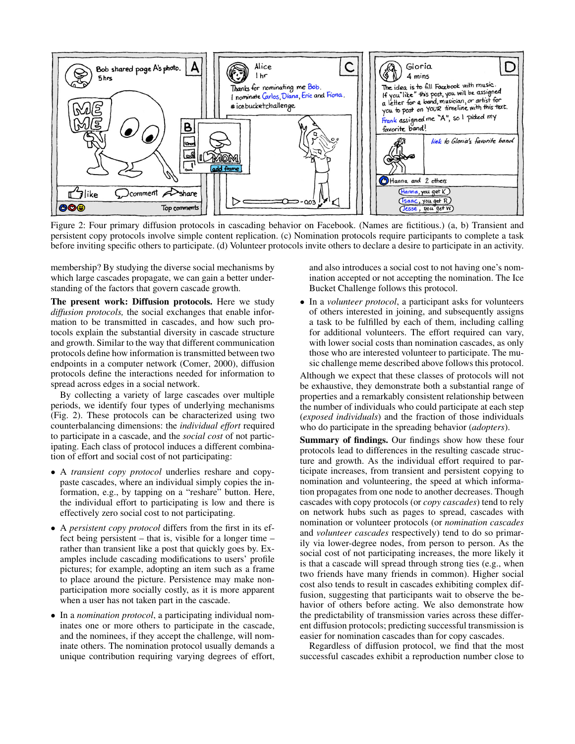Figure 2: Four primary diffusion protocols in cascading behavior on Facebook. (Names are fictitious.) (a, b) Transient and persistent copy protocols involve simple content replication. (c) Nomination protocols require participants to complete a task before inviting specific others to participate. (d) Volunteer protocols invite others to declare a desire to participate in an activity.

membership? By studying the diverse social mechanisms by which large cascades propagate, we can gain a better understanding of the factors that govern cascade growth.

**The present work: Diffusion protocols.** Here we study *diffusion protocols,* the social exchanges that enable information to be transmitted in cascades, and how such protocols explain the substantial diversity in cascade structure and growth. Similar to the way that different communication protocols define how information is transmitted between two endpoints in a computer network (Comer, 2000), diffusion protocols define the interactions needed for information to spread across edges in a social network.

By collecting a variety of large cascades over multiple periods, we identify four types of underlying mechanisms (Fig. 2). These protocols can be characterized using two counterbalancing dimensions: the *individual effort* required to participate in a cascade, and the *social cost* of not participating. Each class of protocol induces a different combination of effort and social cost of not participating:

- A *transient copy protocol* underlies reshare and copy-paste cascades, where an individual simply copies the information, e.g., by tapping on a "reshare" button. Here, the individual effort to participating is low and there is effectively zero social cost to not participating.
- A *persistent copy protocol* differs from the first in its effect being persistent – that is, visible for a longer time – rather than transient like a post that quickly goes by. Examples include cascading modifications to users' profile pictures; for example, adopting an item such as a frame to place around the picture. Persistence may make non-participation more socially costly, as it is more apparent when a user has not taken part in the cascade.
- In a *nomination protocol*, a participating individual nominates one or more others to participate in the cascade, and the nominees, if they accept the challenge, will nominate others. The nomination protocol usually demands a unique contribution requiring varying degrees of effort, and also introduces a social cost to not having one's nomination accepted or not accepting the nomination. The Ice Bucket Challenge follows this protocol.
- In a *volunteer protocol*, a participant asks for volunteers of others interested in joining, and subsequently assigns a task to be fulfilled by each of them, including calling for additional volunteers. The effort required can vary, with lower social costs than nomination cascades, as only those who are interested volunteer to participate. The music challenge meme described above follows this protocol.

Although we expect that these classes of protocols will not be exhaustive, they demonstrate both a substantial range of properties and a remarkably consistent relationship between the number of individuals who could participate at each step (*exposed individuals*) and the fraction of those individuals who do participate in the spreading behavior (*adopters*).

**Summary of findings.** Our findings show how these four protocols lead to differences in the resulting cascade structure and growth. As the individual effort required to participate increases, from transient and persistent copying to nomination and volunteering, the speed at which information propagates from one node to another decreases. Though cascades with copy protocols (or *copy cascades*) tend to rely on network hubs such as pages to spread, cascades with nomination or volunteer protocols (or *nomination cascades* and *volunteer cascades* respectively) tend to do so primarily via lower-degree nodes, from person to person. As the social cost of not participating increases, the more likely it is that a cascade will spread through strong ties (e.g., when two friends have many friends in common). Higher social cost also tends to result in cascades exhibiting complex diffusion, suggesting that participants wait to observe the behavior of others before acting. We also demonstrate how the predictability of transmission varies across these different diffusion protocols; predicting successful transmission is easier for nomination cascades than for copy cascades.

Regardless of diffusion protocol, we find that the most successful cascades exhibit a reproduction number close to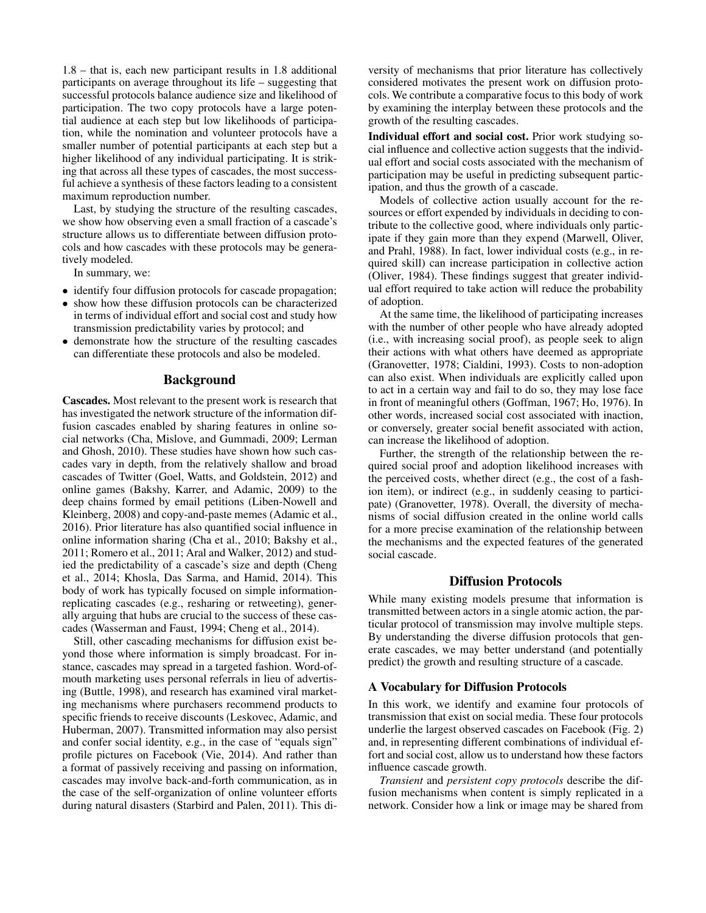1.8 – that is, each new participant results in 1.8 additional participants on average throughout its life – suggesting that successful protocols balance audience size and likelihood of participation. The two copy protocols have a large potential audience at each step but low likelihoods of participation, while the nomination and volunteer protocols have a smaller number of potential participants at each step but a higher likelihood of any individual participating. It is striking that across all these types of cascades, the most successful achieve a synthesis of these factors leading to a consistent maximum reproduction number.

Last, by studying the structure of the resulting cascades, we show how observing even a small fraction of a cascade's structure allows us to differentiate between diffusion protocols and how cascades with these protocols may be generatively modeled.

In summary, we:

- identify four diffusion protocols for cascade propagation;
- show how these diffusion protocols can be characterized in terms of individual effort and social cost and study how transmission predictability varies by protocol; and
- demonstrate how the structure of the resulting cascades can differentiate these protocols and also be modeled.

## Background

**Cascades.** Most relevant to the present work is research that has investigated the network structure of the information diffusion cascades enabled by sharing features in online social networks (Cha, Mislove, and Gummadi, 2009; Lerman and Ghosh, 2010). These studies have shown how such cascades vary in depth, from the relatively shallow and broad cascades of Twitter (Goel, Watts, and Goldstein, 2012) and online games (Bakshy, Karrer, and Adamic, 2009) to the deep chains formed by email petitions (Liben-Nowell and Kleinberg, 2008) and copy-and-paste memes (Adamic et al., 2016). Prior literature has also quantified social influence in online information sharing (Cha et al., 2010; Bakshy et al., 2011; Romero et al., 2011; Aral and Walker, 2012) and studied the predictability of a cascade's size and depth (Cheng et al., 2014; Khosla, Das Sarma, and Hamid, 2014). This body of work has typically focused on simple information-replicating cascades (e.g., resharing or retweeting), generally arguing that hubs are crucial to the success of these cascades (Wasserman and Faust, 1994; Cheng et al., 2014).

Still, other cascading mechanisms for diffusion exist beyond those where information is simply broadcast. For instance, cascades may spread in a targeted fashion. Word-of-mouth marketing uses personal referrals in lieu of advertising (Buttle, 1998), and research has examined viral marketing mechanisms where purchasers recommend products to specific friends to receive discounts (Leskovec, Adamic, and Huberman, 2007). Transmitted information may also persist and confer social identity, e.g., in the case of "equals sign" profile pictures on Facebook (Vie, 2014). And rather than a format of passively receiving and passing on information, cascades may involve back-and-forth communication, as in the case of the self-organization of online volunteer efforts during natural disasters (Starbird and Palen, 2011). This diversity of mechanisms that prior literature has collectively considered motivates the present work on diffusion protocols. We contribute a comparative focus to this body of work by examining the interplay between these protocols and the growth of the resulting cascades.

**Individual effort and social cost.** Prior work studying social influence and collective action suggests that the individual effort and social costs associated with the mechanism of participation may be useful in predicting subsequent participation, and thus the growth of a cascade.

Models of collective action usually account for the resources or effort expended by individuals in deciding to contribute to the collective good, where individuals only participate if they gain more than they expend (Marwell, Oliver, and Prahl, 1988). In fact, lower individual costs (e.g., in required skill) can increase participation in collective action (Oliver, 1984). These findings suggest that greater individual effort required to take action will reduce the probability of adoption.

At the same time, the likelihood of participating increases with the number of other people who have already adopted (i.e., with increasing social proof), as people seek to align their actions with what others have deemed as appropriate (Granovetter, 1978; Cialdini, 1993). Costs to non-adoption can also exist. When individuals are explicitly called upon to act in a certain way and fail to do so, they may lose face in front of meaningful others (Goffman, 1967; Ho, 1976). In other words, increased social cost associated with inaction, or conversely, greater social benefit associated with action, can increase the likelihood of adoption.

Further, the strength of the relationship between the required social proof and adoption likelihood increases with the perceived costs, whether direct (e.g., the cost of a fashion item), or indirect (e.g., in suddenly ceasing to participate) (Granovetter, 1978). Overall, the diversity of mechanisms of social diffusion created in the online world calls for a more precise examination of the relationship between the mechanisms and the expected features of the generated social cascade.

## Diffusion Protocols

While many existing models presume that information is transmitted between actors in a single atomic action, the particular protocol of transmission may involve multiple steps. By understanding the diverse diffusion protocols that generate cascades, we may better understand (and potentially predict) the growth and resulting structure of a cascade.

### A Vocabulary for Diffusion Protocols

In this work, we identify and examine four protocols of transmission that exist on social media. These four protocols underlie the largest observed cascades on Facebook (Fig. 2) and, in representing different combinations of individual effort and social cost, allow us to understand how these factors influence cascade growth.

*Transient* and *persistent copy protocols* describe the diffusion mechanisms when content is simply replicated in a network. Consider how a link or image may be shared from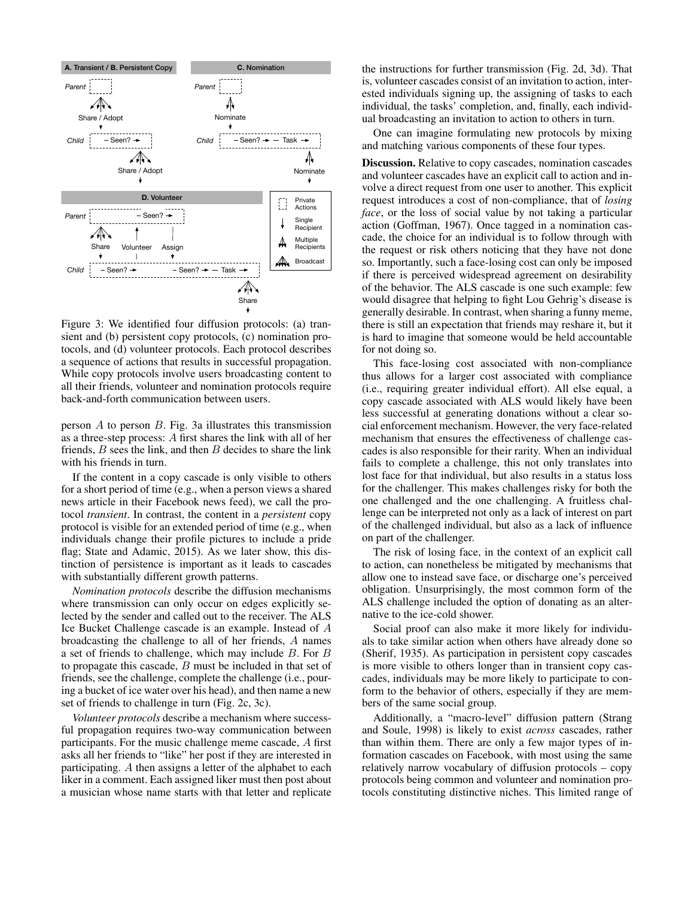Figure 3: We identified four diffusion protocols: (a) transient and (b) persistent copy protocols, (c) nomination protocols, and (d) volunteer protocols. Each protocol describes a sequence of actions that results in successful propagation. While copy protocols involve users broadcasting content to all their friends, volunteer and nomination protocols require back-and-forth communication between users.

person $A$ to person $B$. Fig. 3a illustrates this transmission as a three-step process: $A$ first shares the link with all of her friends, $B$ sees the link, and then $B$ decides to share the link with his friends in turn.

If the content in a copy cascade is only visible to others for a short period of time (e.g., when a person views a shared news article in their Facebook news feed), we call the protocol *transient*. In contrast, the content in a *persistent* copy protocol is visible for an extended period of time (e.g., when individuals change their profile pictures to include a pride flag; State and Adamic, 2015). As we later show, this distinction of persistence is important as it leads to cascades with substantially different growth patterns.

*Nomination protocols* describe the diffusion mechanisms where transmission can only occur on edges explicitly selected by the sender and called out to the receiver. The ALS Ice Bucket Challenge cascade is an example. Instead of $A$ broadcasting the challenge to all of her friends, $A$ names a set of friends to challenge, which may include $B$. For $B$ to propagate this cascade, $B$ must be included in that set of friends, see the challenge, complete the challenge (i.e., pouring a bucket of ice water over his head), and then name a new set of friends to challenge in turn (Fig. 2c, 3c).

*Volunteer protocols* describe a mechanism where successful propagation requires two-way communication between participants. For the music challenge meme cascade, $A$ first asks all her friends to "like" her post if they are interested in participating. $A$ then assigns a letter of the alphabet to each liker in a comment. Each assigned liker must then post about a musician whose name starts with that letter and replicate the instructions for further transmission (Fig. 2d, 3d). That is, volunteer cascades consist of an invitation to action, interested individuals signing up, the assigning of tasks to each individual, the tasks' completion, and, finally, each individual broadcasting an invitation to action to others in turn.

One can imagine formulating new protocols by mixing and matching various components of these four types.

**Discussion.** Relative to copy cascades, nomination cascades and volunteer cascades have an explicit call to action and involve a direct request from one user to another. This explicit request introduces a cost of non-compliance, that of *losing face*, or the loss of social value by not taking a particular action (Goffman, 1967). Once tagged in a nomination cascade, the choice for an individual is to follow through with the request or risk others noticing that they have not done so. Importantly, such a face-losing cost can only be imposed if there is perceived widespread agreement on desirability of the behavior. The ALS cascade is one such example: few would disagree that helping to fight Lou Gehrig's disease is generally desirable. In contrast, when sharing a funny meme, there is still an expectation that friends may reshare it, but it is hard to imagine that someone would be held accountable for not doing so.

This face-losing cost associated with non-compliance thus allows for a larger cost associated with compliance (i.e., requiring greater individual effort). All else equal, a copy cascade associated with ALS would likely have been less successful at generating donations without a clear social enforcement mechanism. However, the very face-related mechanism that ensures the effectiveness of challenge cascades is also responsible for their rarity. When an individual fails to complete a challenge, this not only translates into lost face for that individual, but also results in a status loss for the challenger. This makes challenges risky for both the one challenged and the one challenging. A fruitless challenge can be interpreted not only as a lack of interest on part of the challenged individual, but also as a lack of influence on part of the challenger.

The risk of losing face, in the context of an explicit call to action, can nonetheless be mitigated by mechanisms that allow one to instead save face, or discharge one's perceived obligation. Unsurprisingly, the most common form of the ALS challenge included the option of donating as an alternative to the ice-cold shower.

Social proof can also make it more likely for individuals to take similar action when others have already done so (Sherif, 1935). As participation in persistent copy cascades is more visible to others longer than in transient copy cascades, individuals may be more likely to participate to conform to the behavior of others, especially if they are members of the same social group.

Additionally, a "macro-level" diffusion pattern (Strang and Soule, 1998) is likely to exist *across* cascades, rather than within them. There are only a few major types of information cascades on Facebook, with most using the same relatively narrow vocabulary of diffusion protocols – copy protocols being common and volunteer and nomination protocols constituting distinctive niches. This limited range of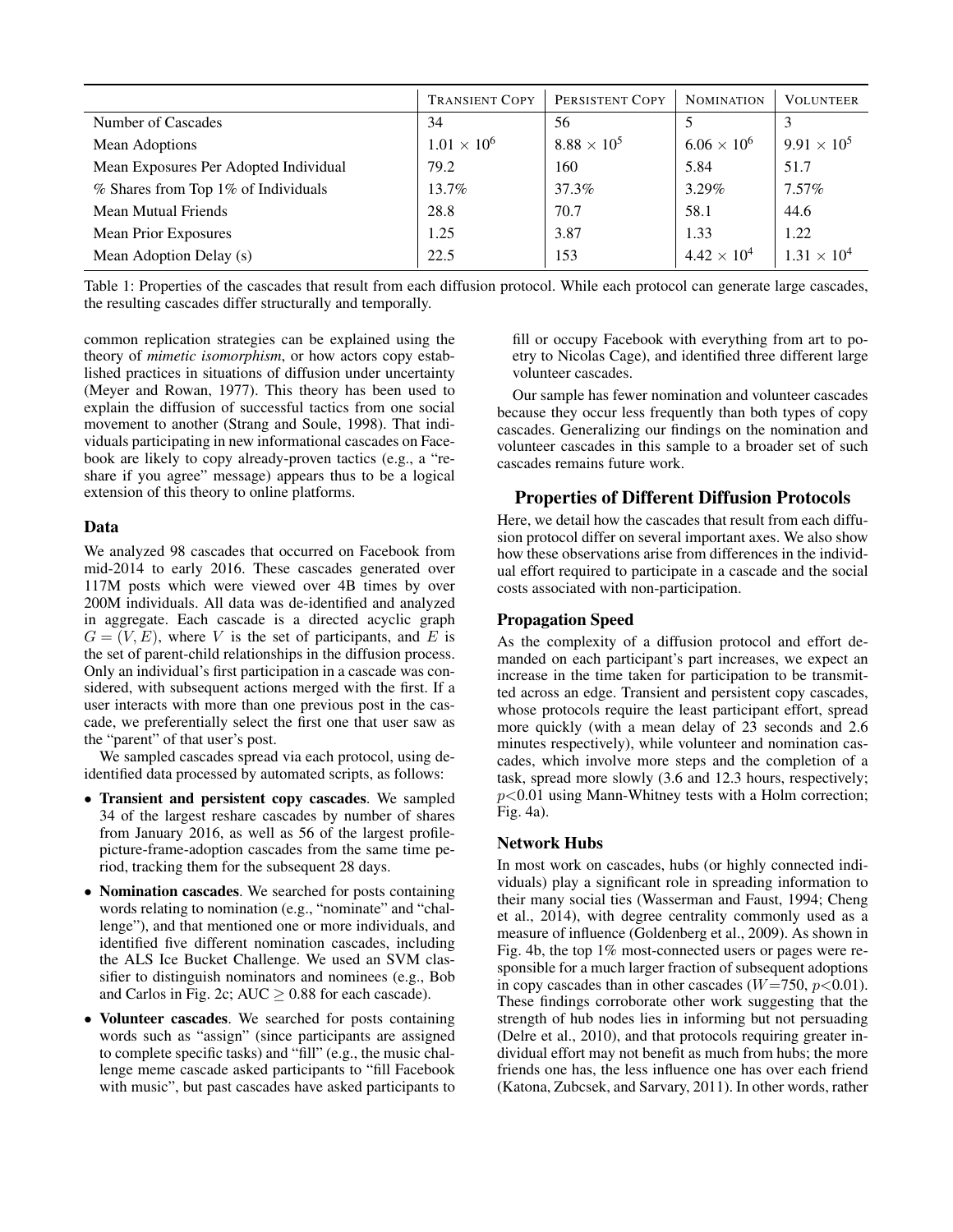|  | TRANSIENT COPY | PERSISTENT COPY | NOMINATION | VOLUNTEER |
|---|---|---|---|---|
| Number of Cascades | 34 | 56 | 5 | 3 |
| Mean Adoptions | $1.01 \times 10^6$ | $8.88 \times 10^5$ | $6.06 \times 10^6$ | $9.91 \times 10^5$ |
| Mean Exposures Per Adopted Individual | 79.2 | 160 | 5.84 | 51.7 |
| % Shares from Top 1% of Individuals | 13.7% | 37.3% | 3.29% | 7.57% |
| Mean Mutual Friends | 28.8 | 70.7 | 58.1 | 44.6 |
| Mean Prior Exposures | 1.25 | 3.87 | 1.33 | 1.22 |
| Mean Adoption Delay (s) | 22.5 | 153 | $4.42 \times 10^4$ | $1.31 \times 10^4$ |

Table 1: Properties of the cascades that result from each diffusion protocol. While each protocol can generate large cascades, the resulting cascades differ structurally and temporally.

common replication strategies can be explained using the theory of *mimetic isomorphism*, or how actors copy established practices in situations of diffusion under uncertainty (Meyer and Rowan, 1977). This theory has been used to explain the diffusion of successful tactics from one social movement to another (Strang and Soule, 1998). That individuals participating in new informational cascades on Facebook are likely to copy already-proven tactics (e.g., a "reshare if you agree" message) appears thus to be a logical extension of this theory to online platforms.

## Data

We analyzed 98 cascades that occurred on Facebook from mid-2014 to early 2016. These cascades generated over 117M posts which were viewed over 4B times by over 200M individuals. All data was de-identified and analyzed in aggregate. Each cascade is a directed acyclic graph $G = (V, E)$, where $V$ is the set of participants, and $E$ is the set of parent-child relationships in the diffusion process. Only an individual's first participation in a cascade was considered, with subsequent actions merged with the first. If a user interacts with more than one previous post in the cascade, we preferentially select the first one that user saw as the "parent" of that user's post.

We sampled cascades spread via each protocol, using de-identified data processed by automated scripts, as follows:

- **Transient and persistent copy cascades**. We sampled 34 of the largest reshare cascades by number of shares from January 2016, as well as 56 of the largest profile-picture-frame-adoption cascades from the same time period, tracking them for the subsequent 28 days.
- **Nomination cascades**. We searched for posts containing words relating to nomination (e.g., "nominate" and "challenge"), and that mentioned one or more individuals, and identified five different nomination cascades, including the ALS Ice Bucket Challenge. We used an SVM classifier to distinguish nominators and nominees (e.g., Bob and Carlos in Fig. 2c; AUC $\geq 0.88$ for each cascade).
- **Volunteer cascades**. We searched for posts containing words such as "assign" (since participants are assigned to complete specific tasks) and "fill" (e.g., the music challenge meme cascade asked participants to "fill Facebook with music", but past cascades have asked participants to fill or occupy Facebook with everything from art to poetry to Nicolas Cage), and identified three different large volunteer cascades.

Our sample has fewer nomination and volunteer cascades because they occur less frequently than both types of copy cascades. Generalizing our findings on the nomination and volunteer cascades in this sample to a broader set of such cascades remains future work.

## Properties of Different Diffusion Protocols

Here, we detail how the cascades that result from each diffusion protocol differ on several important axes. We also show how these observations arise from differences in the individual effort required to participate in a cascade and the social costs associated with non-participation.

### Propagation Speed

As the complexity of a diffusion protocol and effort demanded on each participant's part increases, we expect an increase in the time taken for participation to be transmitted across an edge. Transient and persistent copy cascades, whose protocols require the least participant effort, spread more quickly (with a mean delay of 23 seconds and 2.6 minutes respectively), while volunteer and nomination cascades, which involve more steps and the completion of a task, spread more slowly (3.6 and 12.3 hours, respectively; $p<0.01$ using Mann-Whitney tests with a Holm correction; Fig. 4a).

### Network Hubs

In most work on cascades, hubs (or highly connected individuals) play a significant role in spreading information to their many social ties (Wasserman and Faust, 1994; Cheng et al., 2014), with degree centrality commonly used as a measure of influence (Goldenberg et al., 2009). As shown in Fig. 4b, the top 1% most-connected users or pages were responsible for a much larger fraction of subsequent adoptions in copy cascades than in other cascades ($W=750$, $p<0.01$). These findings corroborate other work suggesting that the strength of hub nodes lies in informing but not persuading (Delre et al., 2010), and that protocols requiring greater individual effort may not benefit as much from hubs; the more friends one has, the less influence one has over each friend (Katona, Zubcsek, and Sarvary, 2011). In other words, rather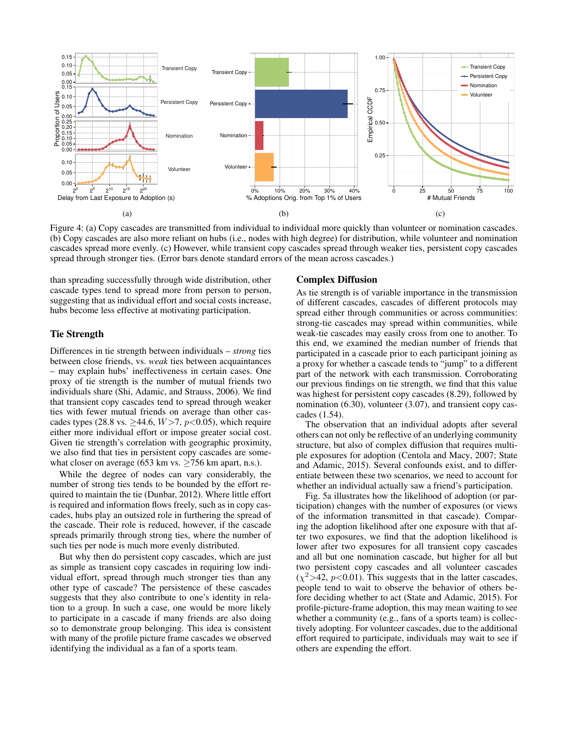Figure 4: (a) Copy cascades are transmitted from individual to individual more quickly than volunteer or nomination cascades. (b) Copy cascades are also more reliant on hubs (i.e., nodes with high degree) for distribution, while volunteer and nomination cascades spread more evenly. (c) However, while transient copy cascades spread through weaker ties, persistent copy cascades spread through stronger ties. (Error bars denote standard errors of the mean across cascades.)

than spreading successfully through wide distribution, other cascade types tend to spread more from person to person, suggesting that as individual effort and social costs increase, hubs become less effective at motivating participation.

## Tie Strength

Differences in tie strength between individuals – *strong* ties between close friends, vs. *weak* ties between acquaintances – may explain hubs' ineffectiveness in certain cases. One proxy of tie strength is the number of mutual friends two individuals share (Shi, Adamic, and Strauss, 2006). We find that transient copy cascades tend to spread through weaker ties with fewer mutual friends on average than other cascades types (28.8 vs. $\geq$44.6, $W$>7, $p$<0.05), which require either more individual effort or impose greater social cost. Given tie strength's correlation with geographic proximity, we also find that ties in persistent copy cascades are somewhat closer on average (653 km vs. $\geq$756 km apart, n.s.).

While the degree of nodes can vary considerably, the number of strong ties tends to be bounded by the effort required to maintain the tie (Dunbar, 2012). Where little effort is required and information flows freely, such as in copy cascades, hubs play an outsized role in furthering the spread of the cascade. Their role is reduced, however, if the cascade spreads primarily through strong ties, where the number of such ties per node is much more evenly distributed.

But why then do persistent copy cascades, which are just as simple as transient copy cascades in requiring low individual effort, spread through much stronger ties than any other type of cascade? The persistence of these cascades suggests that they also contribute to one's identity in relation to a group. In such a case, one would be more likely to participate in a cascade if many friends are also doing so to demonstrate group belonging. This idea is consistent with many of the profile picture frame cascades we observed identifying the individual as a fan of a sports team.

## Complex Diffusion

As tie strength is of variable importance in the transmission of different cascades, cascades of different protocols may spread either through communities or across communities: strong-tie cascades may spread within communities, while weak-tie cascades may easily cross from one to another. To this end, we examined the median number of friends that participated in a cascade prior to each participant joining as a proxy for whether a cascade tends to "jump" to a different part of the network with each transmission. Corroborating our previous findings on tie strength, we find that this value was highest for persistent copy cascades (8.29), followed by nomination (6.30), volunteer (3.07), and transient copy cascades (1.54).

The observation that an individual adopts after several others can not only be reflective of an underlying community structure, but also of complex diffusion that requires multiple exposures for adoption (Centola and Macy, 2007; State and Adamic, 2015). Several confounds exist, and to differentiate between these two scenarios, we need to account for whether an individual actually saw a friend's participation.

Fig. 5a illustrates how the likelihood of adoption (or participation) changes with the number of exposures (or views of the information transmitted in that cascade). Comparing the adoption likelihood after one exposure with that after two exposures, we find that the adoption likelihood is lower after two exposures for all transient copy cascades and all but one nomination cascade, but higher for all but two persistent copy cascades and all volunteer cascades ($\chi^2$>42, $p$<0.01). This suggests that in the latter cascades, people tend to wait to observe the behavior of others before deciding whether to act (State and Adamic, 2015). For profile-picture-frame adoption, this may mean waiting to see whether a community (e.g., fans of a sports team) is collectively adopting. For volunteer cascades, due to the additional effort required to participate, individuals may wait to see if others are expending the effort.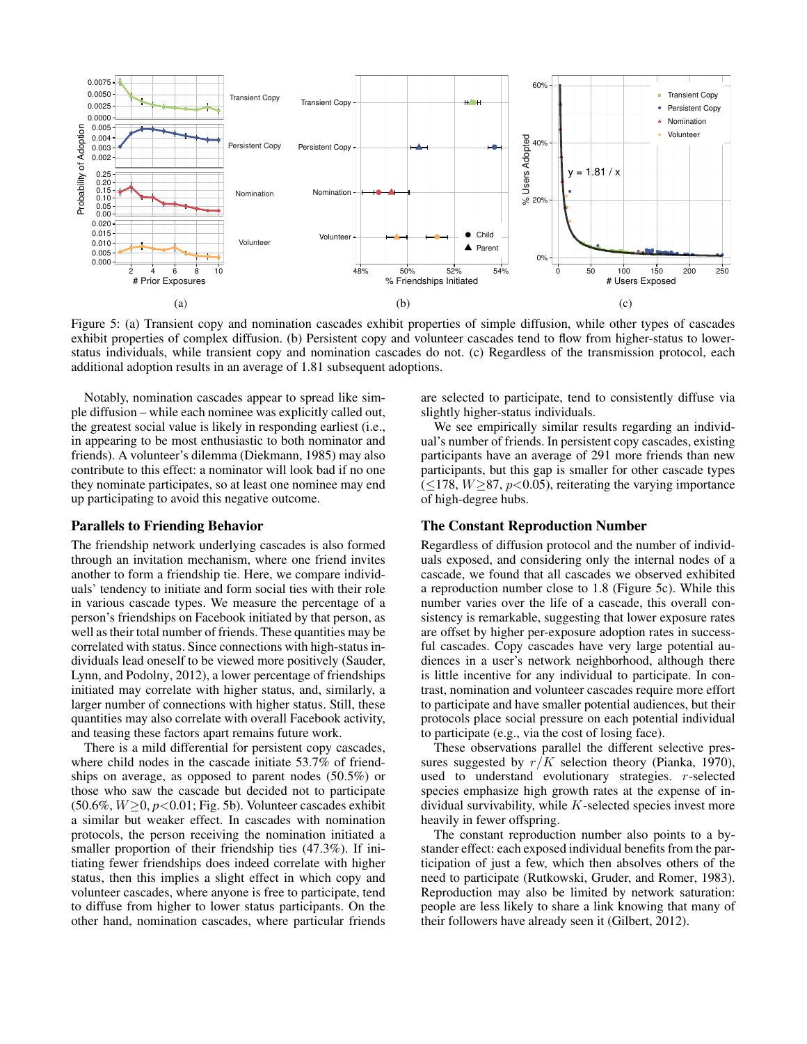Figure 5: (a) Transient copy and nomination cascades exhibit properties of simple diffusion, while other types of cascades exhibit properties of complex diffusion. (b) Persistent copy and volunteer cascades tend to flow from higher-status to lower-status individuals, while transient copy and nomination cascades do not. (c) Regardless of the transmission protocol, each additional adoption results in an average of 1.81 subsequent adoptions.

Notably, nomination cascades appear to spread like simple diffusion – while each nominee was explicitly called out, the greatest social value is likely in responding earliest (i.e., in appearing to be most enthusiastic to both nominator and friends). A volunteer's dilemma (Diekmann, 1985) may also contribute to this effect: a nominator will look bad if no one they nominate participates, so at least one nominee may end up participating to avoid this negative outcome.

### Parallels to Friending Behavior

The friendship network underlying cascades is also formed through an invitation mechanism, where one friend invites another to form a friendship tie. Here, we compare individuals' tendency to initiate and form social ties with their role in various cascade types. We measure the percentage of a person's friendships on Facebook initiated by that person, as well as their total number of friends. These quantities may be correlated with status. Since connections with high-status individuals lead oneself to be viewed more positively (Sauder, Lynn, and Podolny, 2012), a lower percentage of friendships initiated may correlate with higher status, and, similarly, a larger number of connections with higher status. Still, these quantities may also correlate with overall Facebook activity, and teasing these factors apart remains future work.

There is a mild differential for persistent copy cascades, where child nodes in the cascade initiate 53.7% of friendships on average, as opposed to parent nodes (50.5%) or those who saw the cascade but decided not to participate (50.6%, $W \geq 0$, $p < 0.01$; Fig. 5b). Volunteer cascades exhibit a similar but weaker effect. In cascades with nomination protocols, the person receiving the nomination initiated a smaller proportion of their friendship ties (47.3%). If initiating fewer friendships does indeed correlate with higher status, then this implies a slight effect in which copy and volunteer cascades, where anyone is free to participate, tend to diffuse from higher to lower status participants. On the other hand, nomination cascades, where particular friends are selected to participate, tend to consistently diffuse via slightly higher-status individuals.

We see empirically similar results regarding an individual's number of friends. In persistent copy cascades, existing participants have an average of 291 more friends than new participants, but this gap is smaller for other cascade types ($\leq 178$, $W \geq 87$, $p < 0.05$), reiterating the varying importance of high-degree hubs.

### The Constant Reproduction Number

Regardless of diffusion protocol and the number of individuals exposed, and considering only the internal nodes of a cascade, we found that all cascades we observed exhibited a reproduction number close to 1.8 (Figure 5c). While this number varies over the life of a cascade, this overall consistency is remarkable, suggesting that lower exposure rates are offset by higher per-exposure adoption rates in successful cascades. Copy cascades have very large potential audiences in a user's network neighborhood, although there is little incentive for any individual to participate. In contrast, nomination and volunteer cascades require more effort to participate and have smaller potential audiences, but their protocols place social pressure on each potential individual to participate (e.g., via the cost of losing face).

These observations parallel the different selective pressures suggested by $r/K$ selection theory (Pianka, 1970), used to understand evolutionary strategies. $r$-selected species emphasize high growth rates at the expense of individual survivability, while $K$-selected species invest more heavily in fewer offspring.

The constant reproduction number also points to a bystander effect: each exposed individual benefits from the participation of just a few, which then absolves others of the need to participate (Rutkowski, Gruder, and Romer, 1983). Reproduction may also be limited by network saturation: people are less likely to share a link knowing that many of their followers have already seen it (Gilbert, 2012).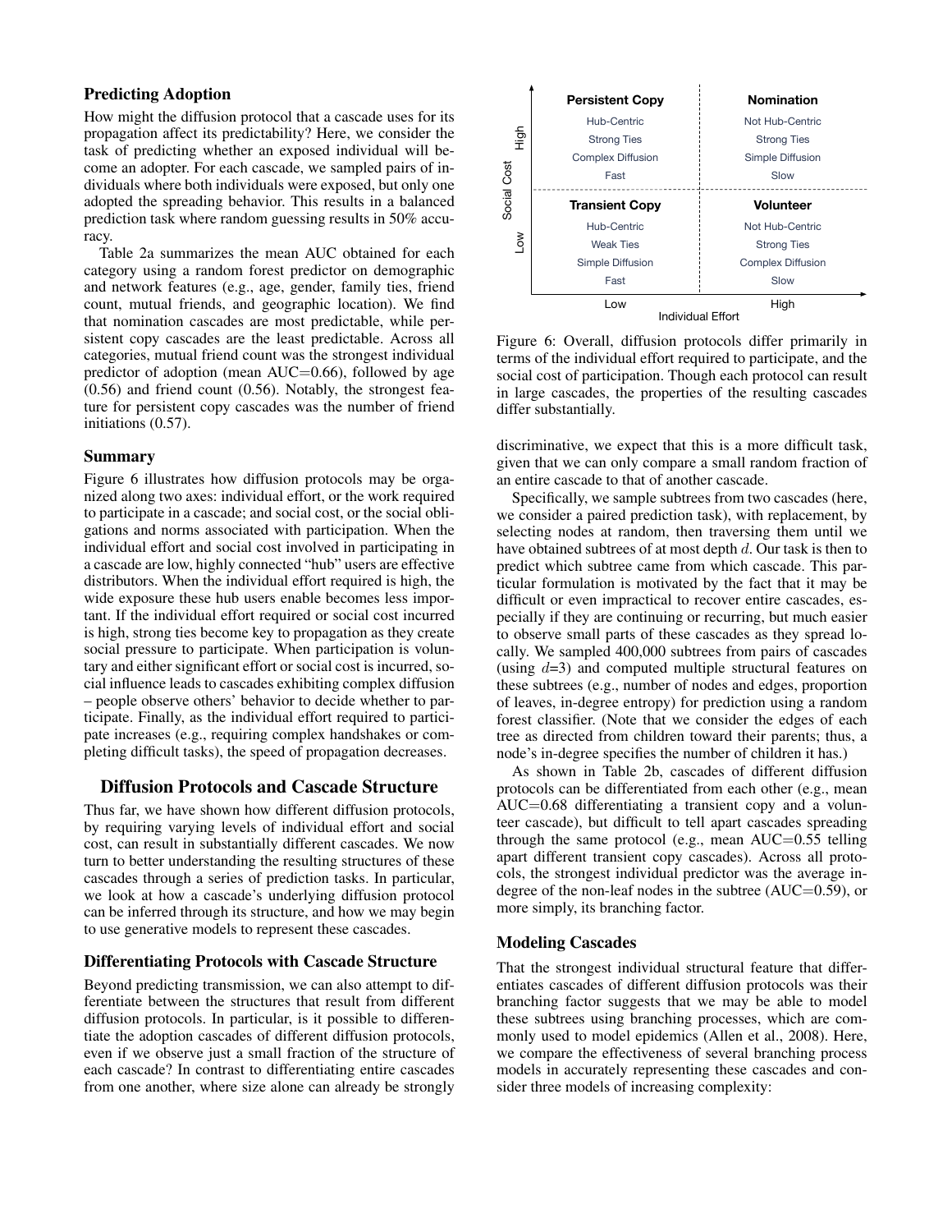### Predicting Adoption

How might the diffusion protocol that a cascade uses for its propagation affect its predictability? Here, we consider the task of predicting whether an exposed individual will become an adopter. For each cascade, we sampled pairs of individuals where both individuals were exposed, but only one adopted the spreading behavior. This results in a balanced prediction task where random guessing results in 50% accuracy.

Table 2a summarizes the mean AUC obtained for each category using a random forest predictor on demographic and network features (e.g., age, gender, family ties, friend count, mutual friends, and geographic location). We find that nomination cascades are most predictable, while persistent copy cascades are the least predictable. Across all categories, mutual friend count was the strongest individual predictor of adoption (mean AUC=0.66), followed by age (0.56) and friend count (0.56). Notably, the strongest feature for persistent copy cascades was the number of friend initiations (0.57).

### Summary

Figure 6 illustrates how diffusion protocols may be organized along two axes: individual effort, or the work required to participate in a cascade; and social cost, or the social obligations and norms associated with participation. When the individual effort and social cost involved in participating in a cascade are low, highly connected "hub" users are effective distributors. When the individual effort required is high, the wide exposure these hub users enable becomes less important. If the individual effort required or social cost incurred is high, strong ties become key to propagation as they create social pressure to participate. When participation is voluntary and either significant effort or social cost is incurred, social influence leads to cascades exhibiting complex diffusion – people observe others' behavior to decide whether to participate. Finally, as the individual effort required to participate increases (e.g., requiring complex handshakes or completing difficult tasks), the speed of propagation decreases.

| Social Cost \ Individual Effort | Low | High |
|---|---|---|
| High | **Persistent Copy**: Hub-Centric, Strong Ties, Complex Diffusion, Fast | **Nomination**: Not Hub-Centric, Strong Ties, Simple Diffusion, Slow |
| Low | **Transient Copy**: Hub-Centric, Weak Ties, Simple Diffusion, Fast | **Volunteer**: Not Hub-Centric, Strong Ties, Complex Diffusion, Slow |

Figure 6: Overall, diffusion protocols differ primarily in terms of the individual effort required to participate, and the social cost of participation. Though each protocol can result in large cascades, the properties of the resulting cascades differ substantially.

## Diffusion Protocols and Cascade Structure

Thus far, we have shown how different diffusion protocols, by requiring varying levels of individual effort and social cost, can result in substantially different cascades. We now turn to better understanding the resulting structures of these cascades through a series of prediction tasks. In particular, we look at how a cascade's underlying diffusion protocol can be inferred through its structure, and how we may begin to use generative models to represent these cascades.

### Differentiating Protocols with Cascade Structure

Beyond predicting transmission, we can also attempt to differentiate between the structures that result from different diffusion protocols. In particular, is it possible to differentiate the adoption cascades of different diffusion protocols, even if we observe just a small fraction of the structure of each cascade? In contrast to differentiating entire cascades from one another, where size alone can already be strongly discriminative, we expect that this is a more difficult task, given that we can only compare a small random fraction of an entire cascade to that of another cascade.

Specifically, we sample subtrees from two cascades (here, we consider a paired prediction task), with replacement, by selecting nodes at random, then traversing them until we have obtained subtrees of at most depth $d$. Our task is then to predict which subtree came from which cascade. This particular formulation is motivated by the fact that it may be difficult or even impractical to recover entire cascades, especially if they are continuing or recurring, but much easier to observe small parts of these cascades as they spread locally. We sampled 400,000 subtrees from pairs of cascades (using $d$=3) and computed multiple structural features on these subtrees (e.g., number of nodes and edges, proportion of leaves, in-degree entropy) for prediction using a random forest classifier. (Note that we consider the edges of each tree as directed from children toward their parents; thus, a node's in-degree specifies the number of children it has.)

As shown in Table 2b, cascades of different diffusion protocols can be differentiated from each other (e.g., mean AUC=0.68 differentiating a transient copy and a volunteer cascade), but difficult to tell apart cascades spreading through the same protocol (e.g., mean AUC=0.55 telling apart different transient copy cascades). Across all protocols, the strongest individual predictor was the average in-degree of the non-leaf nodes in the subtree (AUC=0.59), or more simply, its branching factor.

### Modeling Cascades

That the strongest individual structural feature that differentiates cascades of different diffusion protocols was their branching factor suggests that we may be able to model these subtrees using branching processes, which are commonly used to model epidemics (Allen et al., 2008). Here, we compare the effectiveness of several branching process models in accurately representing these cascades and consider three models of increasing complexity: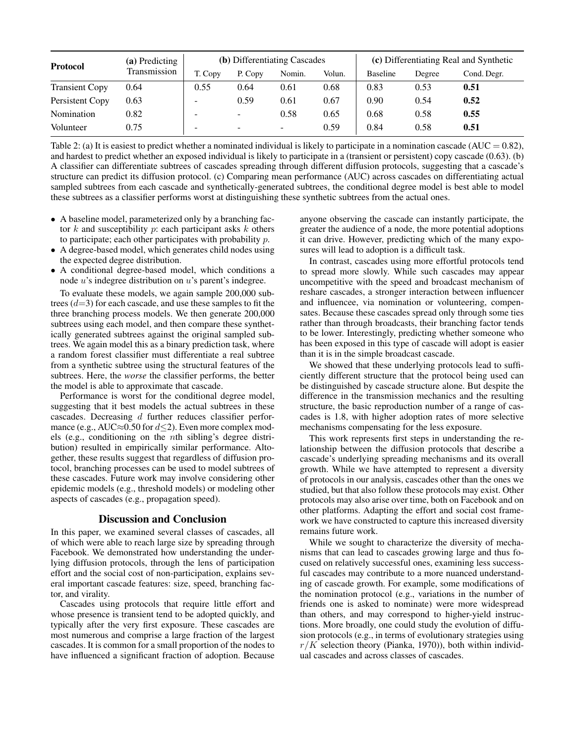| Protocol | (a) Predicting Transmission | (b) Differentiating Cascades | | | | (c) Differentiating Real and Synthetic | | |
|---|---|---|---|---|---|---|---|---|
| | | T. Copy | P. Copy | Nomin. | Volun. | Baseline | Degree | Cond. Degr. |
| Transient Copy | 0.64 | 0.55 | 0.64 | 0.61 | 0.68 | 0.83 | 0.53 | **0.51** |
| Persistent Copy | 0.63 | - | 0.59 | 0.61 | 0.67 | 0.90 | 0.54 | **0.52** |
| Nomination | 0.82 | - | - | 0.58 | 0.65 | 0.68 | 0.58 | **0.55** |
| Volunteer | 0.75 | - | - | - | 0.59 | 0.84 | 0.58 | **0.51** |

Table 2: (a) It is easiest to predict whether a nominated individual is likely to participate in a nomination cascade (AUC = 0.82), and hardest to predict whether an exposed individual is likely to participate in a (transient or persistent) copy cascade (0.63). (b) A classifier can differentiate subtrees of cascades spreading through different diffusion protocols, suggesting that a cascade's structure can predict its diffusion protocol. (c) Comparing mean performance (AUC) across cascades on differentiating actual sampled subtrees from each cascade and synthetically-generated subtrees, the conditional degree model is best able to model these subtrees as a classifier performs worst at distinguishing these synthetic subtrees from the actual ones.

- A baseline model, parameterized only by a branching factor $k$ and susceptibility $p$: each participant asks $k$ others to participate; each other participates with probability $p$.
- A degree-based model, which generates child nodes using the expected degree distribution.
- A conditional degree-based model, which conditions a node $u$'s indegree distribution on $u$'s parent's indegree.

To evaluate these models, we again sample 200,000 subtrees ($d$=3) for each cascade, and use these samples to fit the three branching process models. We then generate 200,000 subtrees using each model, and then compare these synthetically generated subtrees against the original sampled subtrees. We again model this as a binary prediction task, where a random forest classifier must differentiate a real subtree from a synthetic subtree using the structural features of the subtrees. Here, the *worse* the classifier performs, the better the model is able to approximate that cascade.

Performance is worst for the conditional degree model, suggesting that it best models the actual subtrees in these cascades. Decreasing $d$ further reduces classifier performance (e.g., AUC≈0.50 for $d \leq 2$). Even more complex models (e.g., conditioning on the $n$th sibling's degree distribution) resulted in empirically similar performance. Altogether, these results suggest that regardless of diffusion protocol, branching processes can be used to model subtrees of these cascades. Future work may involve considering other epidemic models (e.g., threshold models) or modeling other aspects of cascades (e.g., propagation speed).

## Discussion and Conclusion

In this paper, we examined several classes of cascades, all of which were able to reach large size by spreading through Facebook. We demonstrated how understanding the underlying diffusion protocols, through the lens of participation effort and the social cost of non-participation, explains several important cascade features: size, speed, branching factor, and virality.

Cascades using protocols that require little effort and whose presence is transient tend to be adopted quickly, and typically after the very first exposure. These cascades are most numerous and comprise a large fraction of the largest cascades. It is common for a small proportion of the nodes to have influenced a significant fraction of adoption. Because anyone observing the cascade can instantly participate, the greater the audience of a node, the more potential adoptions it can drive. However, predicting which of the many exposures will lead to adoption is a difficult task.

In contrast, cascades using more effortful protocols tend to spread more slowly. While such cascades may appear uncompetitive with the speed and broadcast mechanism of reshare cascades, a stronger interaction between influencer and influencee, via nomination or volunteering, compensates. Because these cascades spread only through some ties rather than through broadcasts, their branching factor tends to be lower. Interestingly, predicting whether someone who has been exposed in this type of cascade will adopt is easier than it is in the simple broadcast cascade.

We showed that these underlying protocols lead to sufficiently different structure that the protocol being used can be distinguished by cascade structure alone. But despite the difference in the transmission mechanics and the resulting structure, the basic reproduction number of a range of cascades is 1.8, with higher adoption rates of more selective mechanisms compensating for the less exposure.

This work represents first steps in understanding the relationship between the diffusion protocols that describe a cascade's underlying spreading mechanisms and its overall growth. While we have attempted to represent a diversity of protocols in our analysis, cascades other than the ones we studied, but that also follow these protocols may exist. Other protocols may also arise over time, both on Facebook and on other platforms. Adapting the effort and social cost framework we have constructed to capture this increased diversity remains future work.

While we sought to characterize the diversity of mechanisms that can lead to cascades growing large and thus focused on relatively successful ones, examining less successful cascades may contribute to a more nuanced understanding of cascade growth. For example, some modifications of the nomination protocol (e.g., variations in the number of friends one is asked to nominate) were more widespread than others, and may correspond to higher-yield instructions. More broadly, one could study the evolution of diffusion protocols (e.g., in terms of evolutionary strategies using $r/K$ selection theory (Pianka, 1970)), both within individual cascades and across classes of cascades.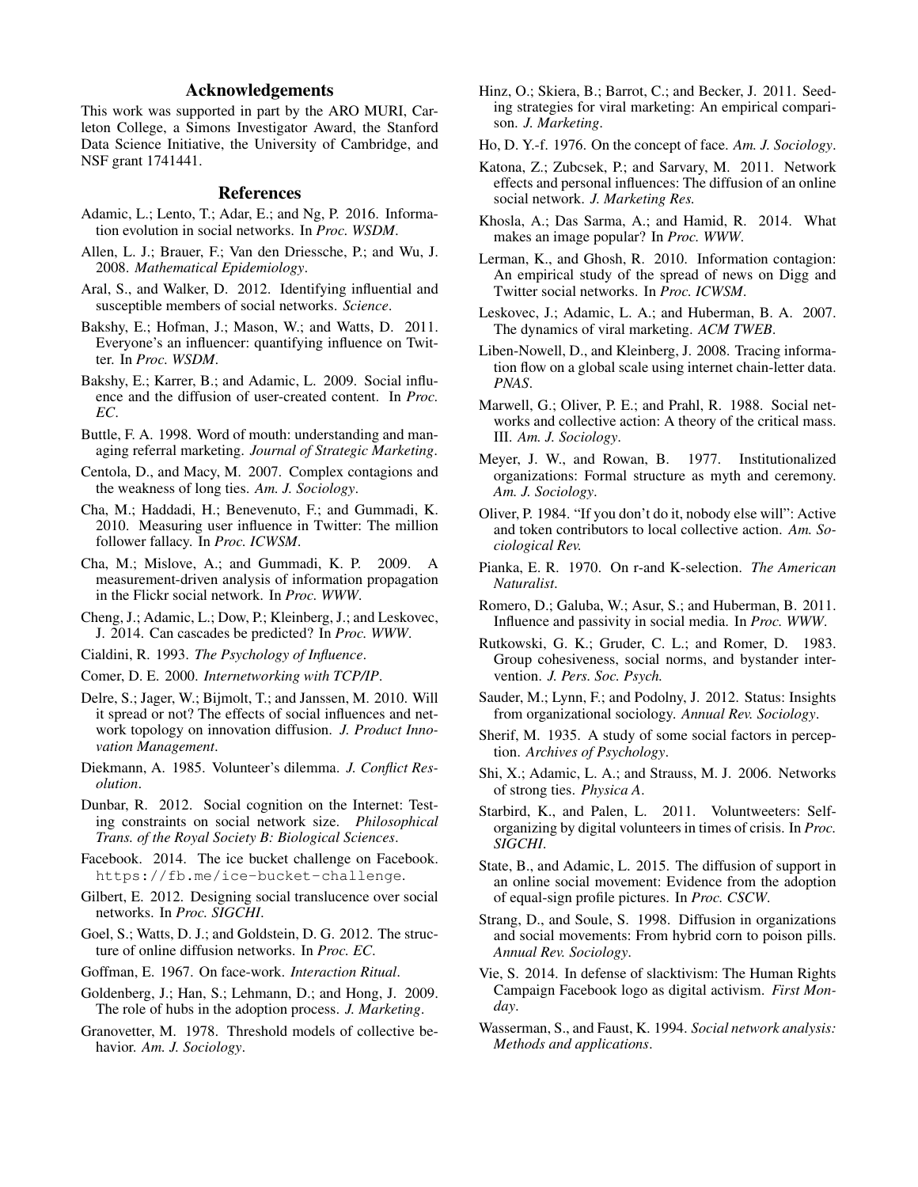## Acknowledgements

This work was supported in part by the ARO MURI, Carleton College, a Simons Investigator Award, the Stanford Data Science Initiative, the University of Cambridge, and NSF grant 1741441.

## References

Adamic, L.; Lento, T.; Adar, E.; and Ng, P. 2016. Information evolution in social networks. In *Proc. WSDM*.

Allen, L. J.; Brauer, F.; Van den Driessche, P.; and Wu, J. 2008. *Mathematical Epidemiology*.

Aral, S., and Walker, D. 2012. Identifying influential and susceptible members of social networks. *Science*.

Bakshy, E.; Hofman, J.; Mason, W.; and Watts, D. 2011. Everyone's an influencer: quantifying influence on Twitter. In *Proc. WSDM*.

Bakshy, E.; Karrer, B.; and Adamic, L. 2009. Social influence and the diffusion of user-created content. In *Proc. EC*.

Buttle, F. A. 1998. Word of mouth: understanding and managing referral marketing. *Journal of Strategic Marketing*.

Centola, D., and Macy, M. 2007. Complex contagions and the weakness of long ties. *Am. J. Sociology*.

Cha, M.; Haddadi, H.; Benevenuto, F.; and Gummadi, K. 2010. Measuring user influence in Twitter: The million follower fallacy. In *Proc. ICWSM*.

Cha, M.; Mislove, A.; and Gummadi, K. P. 2009. A measurement-driven analysis of information propagation in the Flickr social network. In *Proc. WWW*.

Cheng, J.; Adamic, L.; Dow, P.; Kleinberg, J.; and Leskovec, J. 2014. Can cascades be predicted? In *Proc. WWW*.

Cialdini, R. 1993. *The Psychology of Influence*.

Comer, D. E. 2000. *Internetworking with TCP/IP*.

Delre, S.; Jager, W.; Bijmolt, T.; and Janssen, M. 2010. Will it spread or not? The effects of social influences and network topology on innovation diffusion. *J. Product Innovation Management*.

Diekmann, A. 1985. Volunteer's dilemma. *J. Conflict Resolution*.

Dunbar, R. 2012. Social cognition on the Internet: Testing constraints on social network size. *Philosophical Trans. of the Royal Society B: Biological Sciences*.

Facebook. 2014. The ice bucket challenge on Facebook. https://fb.me/ice-bucket-challenge.

Gilbert, E. 2012. Designing social translucence over social networks. In *Proc. SIGCHI*.

Goel, S.; Watts, D. J.; and Goldstein, D. G. 2012. The structure of online diffusion networks. In *Proc. EC*.

Goffman, E. 1967. On face-work. *Interaction Ritual*.

Goldenberg, J.; Han, S.; Lehmann, D.; and Hong, J. 2009. The role of hubs in the adoption process. *J. Marketing*.

Granovetter, M. 1978. Threshold models of collective behavior. *Am. J. Sociology*.

Hinz, O.; Skiera, B.; Barrot, C.; and Becker, J. 2011. Seeding strategies for viral marketing: An empirical comparison. *J. Marketing*.

Ho, D. Y.-f. 1976. On the concept of face. *Am. J. Sociology*.

Katona, Z.; Zubcsek, P.; and Sarvary, M. 2011. Network effects and personal influences: The diffusion of an online social network. *J. Marketing Res.*

Khosla, A.; Das Sarma, A.; and Hamid, R. 2014. What makes an image popular? In *Proc. WWW*.

Lerman, K., and Ghosh, R. 2010. Information contagion: An empirical study of the spread of news on Digg and Twitter social networks. In *Proc. ICWSM*.

Leskovec, J.; Adamic, L. A.; and Huberman, B. A. 2007. The dynamics of viral marketing. *ACM TWEB*.

Liben-Nowell, D., and Kleinberg, J. 2008. Tracing information flow on a global scale using internet chain-letter data. *PNAS*.

Marwell, G.; Oliver, P. E.; and Prahl, R. 1988. Social networks and collective action: A theory of the critical mass. III. *Am. J. Sociology*.

Meyer, J. W., and Rowan, B. 1977. Institutionalized organizations: Formal structure as myth and ceremony. *Am. J. Sociology*.

Oliver, P. 1984. "If you don't do it, nobody else will": Active and token contributors to local collective action. *Am. Sociological Rev.*

Pianka, E. R. 1970. On r-and K-selection. *The American Naturalist*.

Romero, D.; Galuba, W.; Asur, S.; and Huberman, B. 2011. Influence and passivity in social media. In *Proc. WWW*.

Rutkowski, G. K.; Gruder, C. L.; and Romer, D. 1983. Group cohesiveness, social norms, and bystander intervention. *J. Pers. Soc. Psych.*

Sauder, M.; Lynn, F.; and Podolny, J. 2012. Status: Insights from organizational sociology. *Annual Rev. Sociology*.

Sherif, M. 1935. A study of some social factors in perception. *Archives of Psychology*.

Shi, X.; Adamic, L. A.; and Strauss, M. J. 2006. Networks of strong ties. *Physica A*.

Starbird, K., and Palen, L. 2011. Voluntweeters: Self-organizing by digital volunteers in times of crisis. In *Proc. SIGCHI*.

State, B., and Adamic, L. 2015. The diffusion of support in an online social movement: Evidence from the adoption of equal-sign profile pictures. In *Proc. CSCW*.

Strang, D., and Soule, S. 1998. Diffusion in organizations and social movements: From hybrid corn to poison pills. *Annual Rev. Sociology*.

Vie, S. 2014. In defense of slacktivism: The Human Rights Campaign Facebook logo as digital activism. *First Monday*.

Wasserman, S., and Faust, K. 1994. *Social network analysis: Methods and applications*.